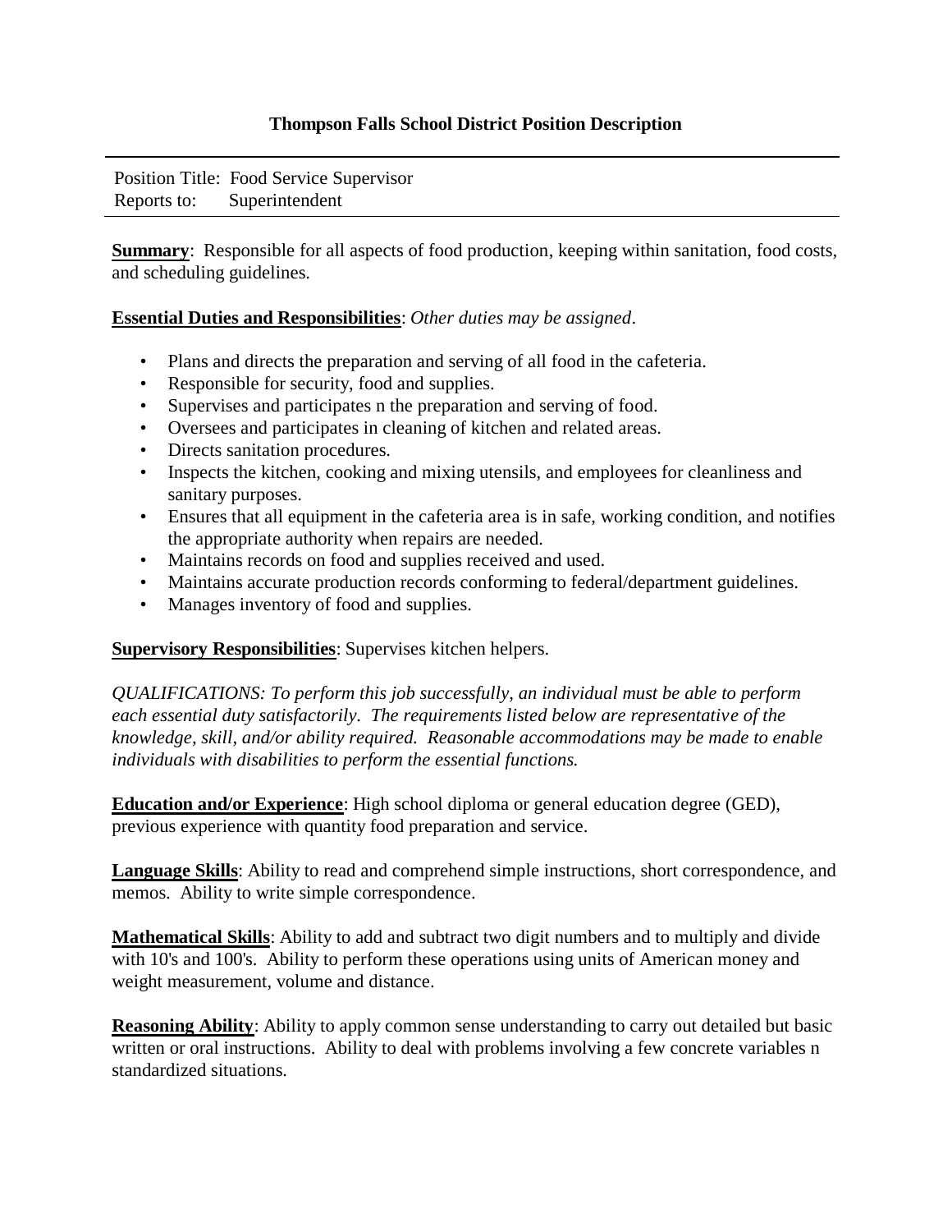# Thompson Falls School District Position Description

Position Title: Food Service Supervisor
Reports to: Superintendent

**Summary**: Responsible for all aspects of food production, keeping within sanitation, food costs, and scheduling guidelines.

**Essential Duties and Responsibilities**: *Other duties may be assigned*.

- Plans and directs the preparation and serving of all food in the cafeteria.
- Responsible for security, food and supplies.
- Supervises and participates n the preparation and serving of food.
- Oversees and participates in cleaning of kitchen and related areas.
- Directs sanitation procedures.
- Inspects the kitchen, cooking and mixing utensils, and employees for cleanliness and sanitary purposes.
- Ensures that all equipment in the cafeteria area is in safe, working condition, and notifies the appropriate authority when repairs are needed.
- Maintains records on food and supplies received and used.
- Maintains accurate production records conforming to federal/department guidelines.
- Manages inventory of food and supplies.

**Supervisory Responsibilities**: Supervises kitchen helpers.

*QUALIFICATIONS: To perform this job successfully, an individual must be able to perform each essential duty satisfactorily. The requirements listed below are representative of the knowledge, skill, and/or ability required. Reasonable accommodations may be made to enable individuals with disabilities to perform the essential functions.*

**Education and/or Experience**: High school diploma or general education degree (GED), previous experience with quantity food preparation and service.

**Language Skills**: Ability to read and comprehend simple instructions, short correspondence, and memos. Ability to write simple correspondence.

**Mathematical Skills**: Ability to add and subtract two digit numbers and to multiply and divide with 10's and 100's. Ability to perform these operations using units of American money and weight measurement, volume and distance.

**Reasoning Ability**: Ability to apply common sense understanding to carry out detailed but basic written or oral instructions. Ability to deal with problems involving a few concrete variables n standardized situations.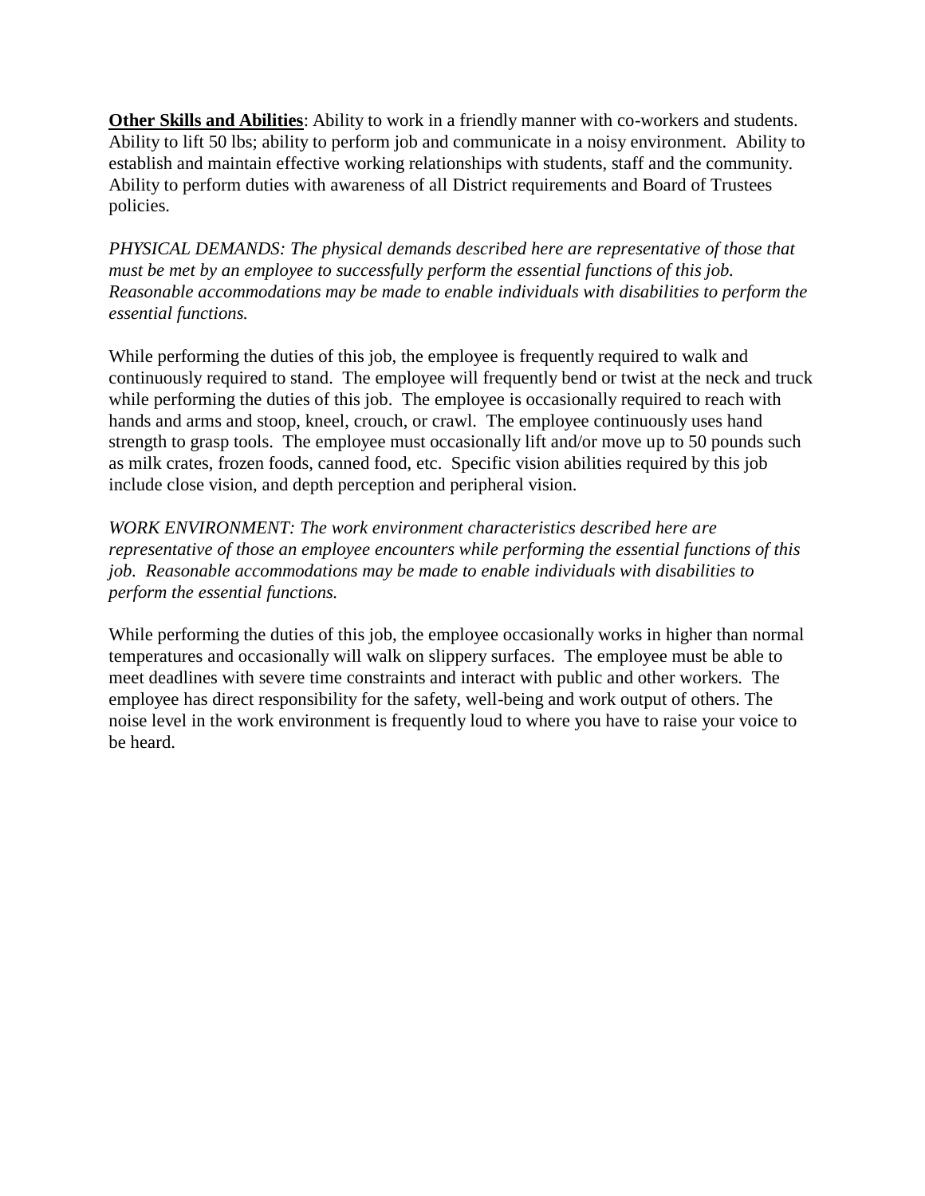**Other Skills and Abilities**: Ability to work in a friendly manner with co-workers and students. Ability to lift 50 lbs; ability to perform job and communicate in a noisy environment. Ability to establish and maintain effective working relationships with students, staff and the community. Ability to perform duties with awareness of all District requirements and Board of Trustees policies.

*PHYSICAL DEMANDS: The physical demands described here are representative of those that must be met by an employee to successfully perform the essential functions of this job. Reasonable accommodations may be made to enable individuals with disabilities to perform the essential functions.*

While performing the duties of this job, the employee is frequently required to walk and continuously required to stand. The employee will frequently bend or twist at the neck and truck while performing the duties of this job. The employee is occasionally required to reach with hands and arms and stoop, kneel, crouch, or crawl. The employee continuously uses hand strength to grasp tools. The employee must occasionally lift and/or move up to 50 pounds such as milk crates, frozen foods, canned food, etc. Specific vision abilities required by this job include close vision, and depth perception and peripheral vision.

*WORK ENVIRONMENT: The work environment characteristics described here are representative of those an employee encounters while performing the essential functions of this job. Reasonable accommodations may be made to enable individuals with disabilities to perform the essential functions.*

While performing the duties of this job, the employee occasionally works in higher than normal temperatures and occasionally will walk on slippery surfaces. The employee must be able to meet deadlines with severe time constraints and interact with public and other workers. The employee has direct responsibility for the safety, well-being and work output of others. The noise level in the work environment is frequently loud to where you have to raise your voice to be heard.